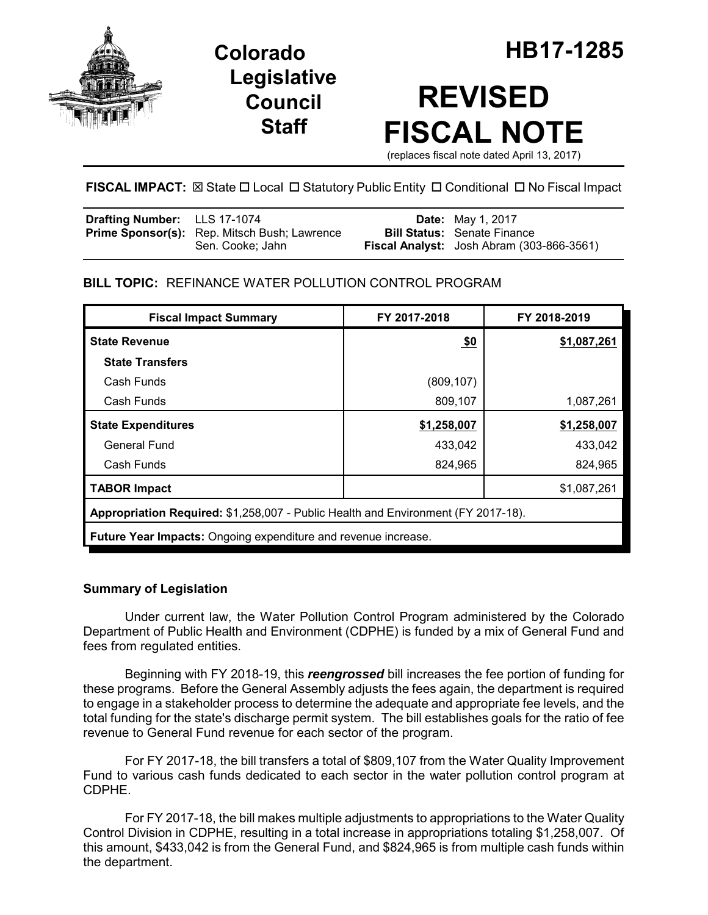# Colorado Legislative Council Staff

# HB17-1285

# REVISED FISCAL NOTE

(replaces fiscal note dated April 13, 2017)

**FISCAL IMPACT:** ☒ State ☐ Local ☐ Statutory Public Entity ☐ Conditional ☐ No Fiscal Impact

| | | | |
|---|---|---|---|
| **Drafting Number:** | LLS 17-1074 | **Date:** | May 1, 2017 |
| **Prime Sponsor(s):** | Rep. Mitsch Bush; Lawrence<br>Sen. Cooke; Jahn | **Bill Status:** | Senate Finance |
| | | **Fiscal Analyst:** | Josh Abram (303-866-3561) |

**BILL TOPIC:** REFINANCE WATER POLLUTION CONTROL PROGRAM

| Fiscal Impact Summary | FY 2017-2018 | FY 2018-2019 |
|---|---|---|
| **State Revenue** | **$0** | **$1,087,261** |
| **State Transfers** | | |
| Cash Funds | (809,107) | |
| Cash Funds | 809,107 | 1,087,261 |
| **State Expenditures** | **$1,258,007** | **$1,258,007** |
| General Fund | 433,042 | 433,042 |
| Cash Funds | 824,965 | 824,965 |
| **TABOR Impact** | | $1,087,261 |
| **Appropriation Required:** $1,258,007 - Public Health and Environment (FY 2017-18). | | |
| **Future Year Impacts:** Ongoing expenditure and revenue increase. | | |

### Summary of Legislation

Under current law, the Water Pollution Control Program administered by the Colorado Department of Public Health and Environment (CDPHE) is funded by a mix of General Fund and fees from regulated entities.

Beginning with FY 2018-19, this ***reengrossed*** bill increases the fee portion of funding for these programs. Before the General Assembly adjusts the fees again, the department is required to engage in a stakeholder process to determine the adequate and appropriate fee levels, and the total funding for the state's discharge permit system. The bill establishes goals for the ratio of fee revenue to General Fund revenue for each sector of the program.

For FY 2017-18, the bill transfers a total of $809,107 from the Water Quality Improvement Fund to various cash funds dedicated to each sector in the water pollution control program at CDPHE.

For FY 2017-18, the bill makes multiple adjustments to appropriations to the Water Quality Control Division in CDPHE, resulting in a total increase in appropriations totaling $1,258,007. Of this amount, $433,042 is from the General Fund, and $824,965 is from multiple cash funds within the department.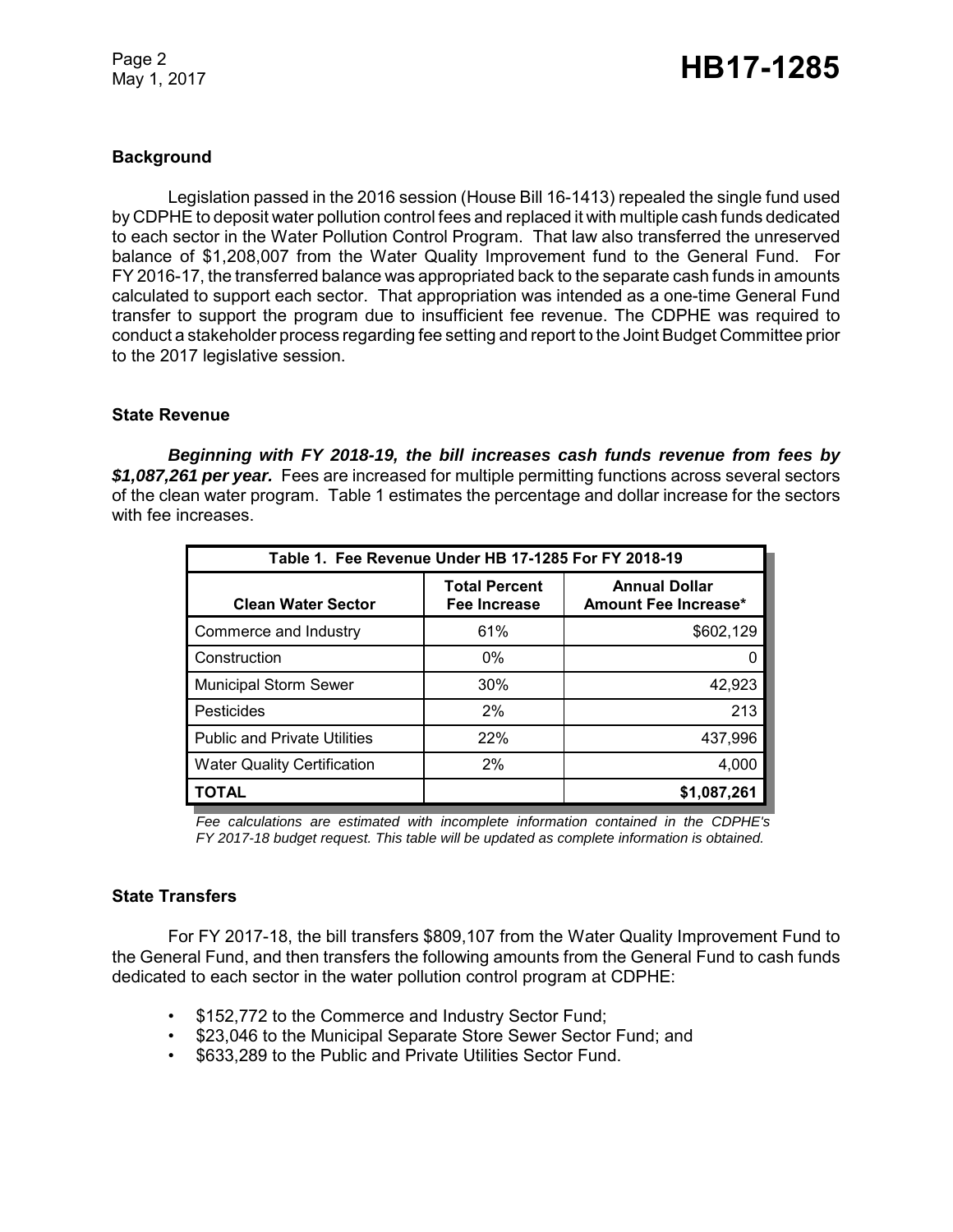## Background

Legislation passed in the 2016 session (House Bill 16-1413) repealed the single fund used by CDPHE to deposit water pollution control fees and replaced it with multiple cash funds dedicated to each sector in the Water Pollution Control Program. That law also transferred the unreserved balance of $1,208,007 from the Water Quality Improvement fund to the General Fund. For FY 2016-17, the transferred balance was appropriated back to the separate cash funds in amounts calculated to support each sector. That appropriation was intended as a one-time General Fund transfer to support the program due to insufficient fee revenue. The CDPHE was required to conduct a stakeholder process regarding fee setting and report to the Joint Budget Committee prior to the 2017 legislative session.

## State Revenue

***Beginning with FY 2018-19, the bill increases cash funds revenue from fees by $1,087,261 per year.*** Fees are increased for multiple permitting functions across several sectors of the clean water program. Table 1 estimates the percentage and dollar increase for the sectors with fee increases.

| Table 1. Fee Revenue Under HB 17-1285 For FY 2018-19 | | |
|---|---|---|
| **Clean Water Sector** | **Total Percent Fee Increase** | **Annual Dollar Amount Fee Increase*** |
| Commerce and Industry | 61% | $602,129 |
| Construction | 0% | 0 |
| Municipal Storm Sewer | 30% | 42,923 |
| Pesticides | 2% | 213 |
| Public and Private Utilities | 22% | 437,996 |
| Water Quality Certification | 2% | 4,000 |
| **TOTAL** | | **$1,087,261** |

*Fee calculations are estimated with incomplete information contained in the CDPHE's FY 2017-18 budget request. This table will be updated as complete information is obtained.*

## State Transfers

For FY 2017-18, the bill transfers $809,107 from the Water Quality Improvement Fund to the General Fund, and then transfers the following amounts from the General Fund to cash funds dedicated to each sector in the water pollution control program at CDPHE:

- $152,772 to the Commerce and Industry Sector Fund;
- $23,046 to the Municipal Separate Store Sewer Sector Fund; and
- $633,289 to the Public and Private Utilities Sector Fund.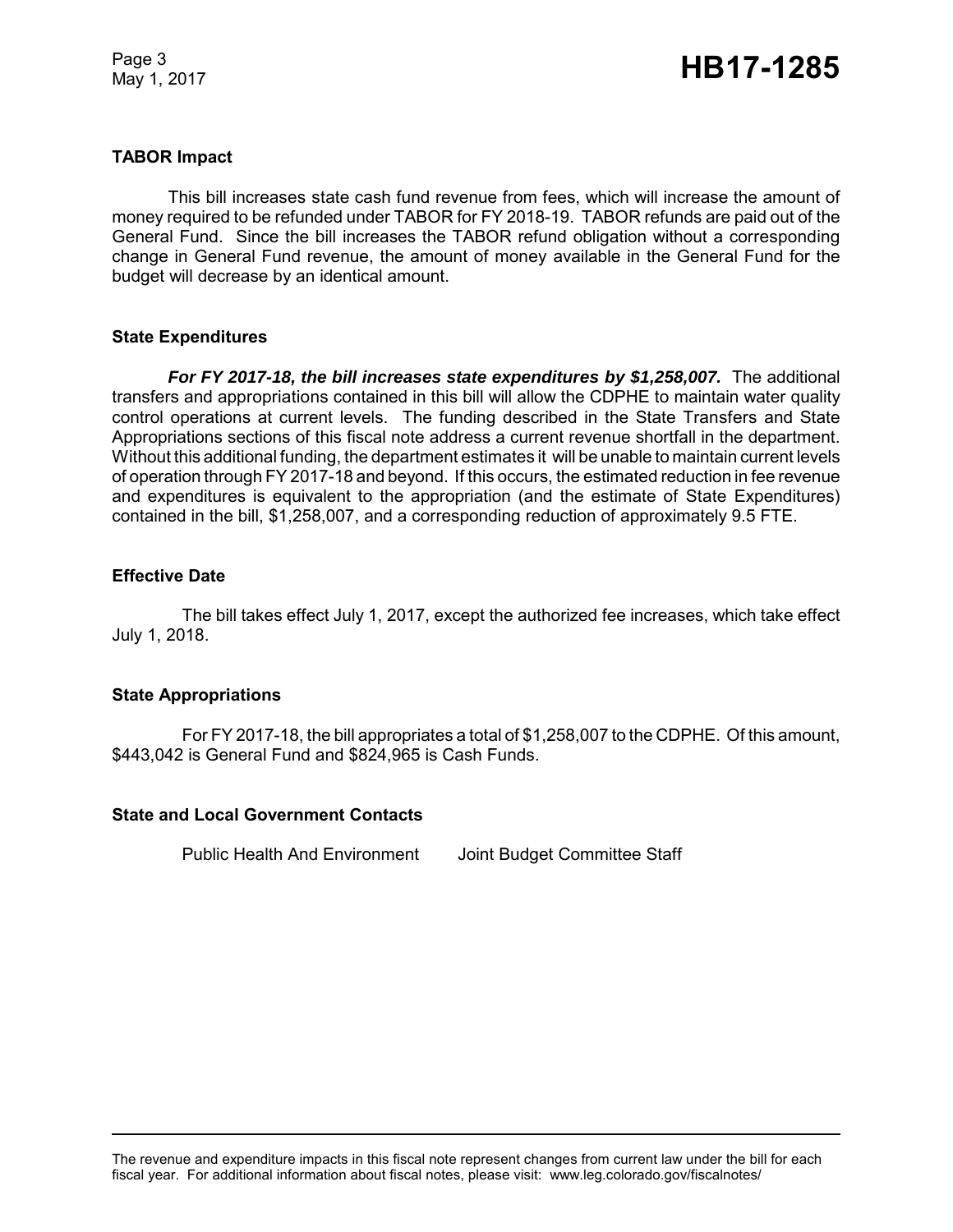**TABOR Impact**

This bill increases state cash fund revenue from fees, which will increase the amount of money required to be refunded under TABOR for FY 2018-19. TABOR refunds are paid out of the General Fund. Since the bill increases the TABOR refund obligation without a corresponding change in General Fund revenue, the amount of money available in the General Fund for the budget will decrease by an identical amount.

**State Expenditures**

***For FY 2017-18, the bill increases state expenditures by $1,258,007.*** The additional transfers and appropriations contained in this bill will allow the CDPHE to maintain water quality control operations at current levels. The funding described in the State Transfers and State Appropriations sections of this fiscal note address a current revenue shortfall in the department. Without this additional funding, the department estimates it will be unable to maintain current levels of operation through FY 2017-18 and beyond. If this occurs, the estimated reduction in fee revenue and expenditures is equivalent to the appropriation (and the estimate of State Expenditures) contained in the bill, $1,258,007, and a corresponding reduction of approximately 9.5 FTE.

**Effective Date**

The bill takes effect July 1, 2017, except the authorized fee increases, which take effect July 1, 2018.

**State Appropriations**

For FY 2017-18, the bill appropriates a total of $1,258,007 to the CDPHE. Of this amount, $443,042 is General Fund and $824,965 is Cash Funds.

**State and Local Government Contacts**

Public Health And Environment    Joint Budget Committee Staff

The revenue and expenditure impacts in this fiscal note represent changes from current law under the bill for each fiscal year. For additional information about fiscal notes, please visit: www.leg.colorado.gov/fiscalnotes/